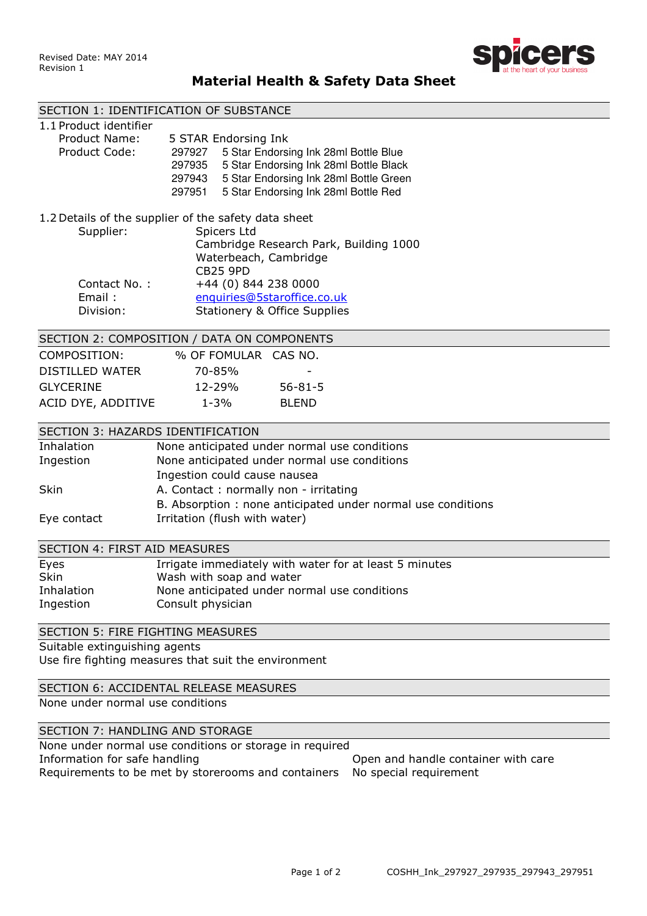Revised Date: MAY 2014
Revision 1

# Material Health & Safety Data Sheet

## SECTION 1: IDENTIFICATION OF SUBSTANCE

1.1 Product identifier

Product Name: 5 STAR Endorsing Ink

Product Code:

| | |
|---|---|
| 297927 | 5 Star Endorsing Ink 28ml Bottle Blue |
| 297935 | 5 Star Endorsing Ink 28ml Bottle Black |
| 297943 | 5 Star Endorsing Ink 28ml Bottle Green |
| 297951 | 5 Star Endorsing Ink 28ml Bottle Red |

1.2 Details of the supplier of the safety data sheet

Supplier: Spicers Ltd
Cambridge Research Park, Building 1000
Waterbeach, Cambridge
CB25 9PD

Contact No. : +44 (0) 844 238 0000

Email : enquiries@5staroffice.co.uk

Division: Stationery & Office Supplies

## SECTION 2: COMPOSITION / DATA ON COMPONENTS

| COMPOSITION: | % OF FOMULAR | CAS NO. |
|---|---|---|
| DISTILLED WATER | 70-85% | - |
| GLYCERINE | 12-29% | 56-81-5 |
| ACID DYE, ADDITIVE | 1-3% | BLEND |

## SECTION 3: HAZARDS IDENTIFICATION

| | |
|---|---|
| Inhalation | None anticipated under normal use conditions |
| Ingestion | None anticipated under normal use conditions<br>Ingestion could cause nausea |
| Skin | A. Contact : normally non - irritating<br>B. Absorption : none anticipated under normal use conditions |
| Eye contact | Irritation (flush with water) |

## SECTION 4: FIRST AID MEASURES

| | |
|---|---|
| Eyes | Irrigate immediately with water for at least 5 minutes |
| Skin | Wash with soap and water |
| Inhalation | None anticipated under normal use conditions |
| Ingestion | Consult physician |

## SECTION 5: FIRE FIGHTING MEASURES

Suitable extinguishing agents

Use fire fighting measures that suit the environment

## SECTION 6: ACCIDENTAL RELEASE MEASURES

None under normal use conditions

## SECTION 7: HANDLING AND STORAGE

None under normal use conditions or storage in required

| | |
|---|---|
| Information for safe handling | Open and handle container with care |
| Requirements to be met by storerooms and containers | No special requirement |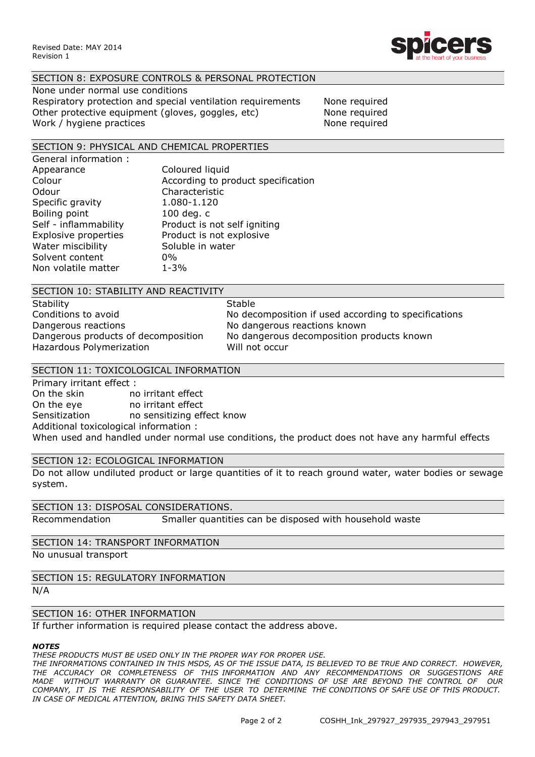## SECTION 8: EXPOSURE CONTROLS & PERSONAL PROTECTION

None under normal use conditions

| | |
|---|---|
| Respiratory protection and special ventilation requirements | None required |
| Other protective equipment (gloves, goggles, etc) | None required |
| Work / hygiene practices | None required |

## SECTION 9: PHYSICAL AND CHEMICAL PROPERTIES

General information :

| | |
|---|---|
| Appearance | Coloured liquid |
| Colour | According to product specification |
| Odour | Characteristic |
| Specific gravity | 1.080-1.120 |
| Boiling point | 100 deg. c |
| Self - inflammability | Product is not self igniting |
| Explosive properties | Product is not explosive |
| Water miscibility | Soluble in water |
| Solvent content | 0% |
| Non volatile matter | 1-3% |

## SECTION 10: STABILITY AND REACTIVITY

| | |
|---|---|
| Stability | Stable |
| Conditions to avoid | No decomposition if used according to specifications |
| Dangerous reactions | No dangerous reactions known |
| Dangerous products of decomposition | No dangerous decomposition products known |
| Hazardous Polymerization | Will not occur |

## SECTION 11: TOXICOLOGICAL INFORMATION

Primary irritant effect :

| | |
|---|---|
| On the skin | no irritant effect |
| On the eye | no irritant effect |
| Sensitization | no sensitizing effect know |

Additional toxicological information :

When used and handled under normal use conditions, the product does not have any harmful effects

## SECTION 12: ECOLOGICAL INFORMATION

Do not allow undiluted product or large quantities of it to reach ground water, water bodies or sewage system.

## SECTION 13: DISPOSAL CONSIDERATIONS.

| | |
|---|---|
| Recommendation | Smaller quantities can be disposed with household waste |

## SECTION 14: TRANSPORT INFORMATION

No unusual transport

## SECTION 15: REGULATORY INFORMATION

N/A

## SECTION 16: OTHER INFORMATION

If further information is required please contact the address above.

***NOTES***

*THESE PRODUCTS MUST BE USED ONLY IN THE PROPER WAY FOR PROPER USE.*
*THE INFORMATIONS CONTAINED IN THIS MSDS, AS OF THE ISSUE DATA, IS BELIEVED TO BE TRUE AND CORRECT. HOWEVER, THE ACCURACY OR COMPLETENESS OF THIS INFORMATION AND ANY RECOMMENDATIONS OR SUGGESTIONS ARE MADE WITHOUT WARRANTY OR GUARANTEE. SINCE THE CONDITIONS OF USE ARE BEYOND THE CONTROL OF OUR COMPANY, IT IS THE RESPONSABILITY OF THE USER TO DETERMINE THE CONDITIONS OF SAFE USE OF THIS PRODUCT.*
*IN CASE OF MEDICAL ATTENTION, BRING THIS SAFETY DATA SHEET.*